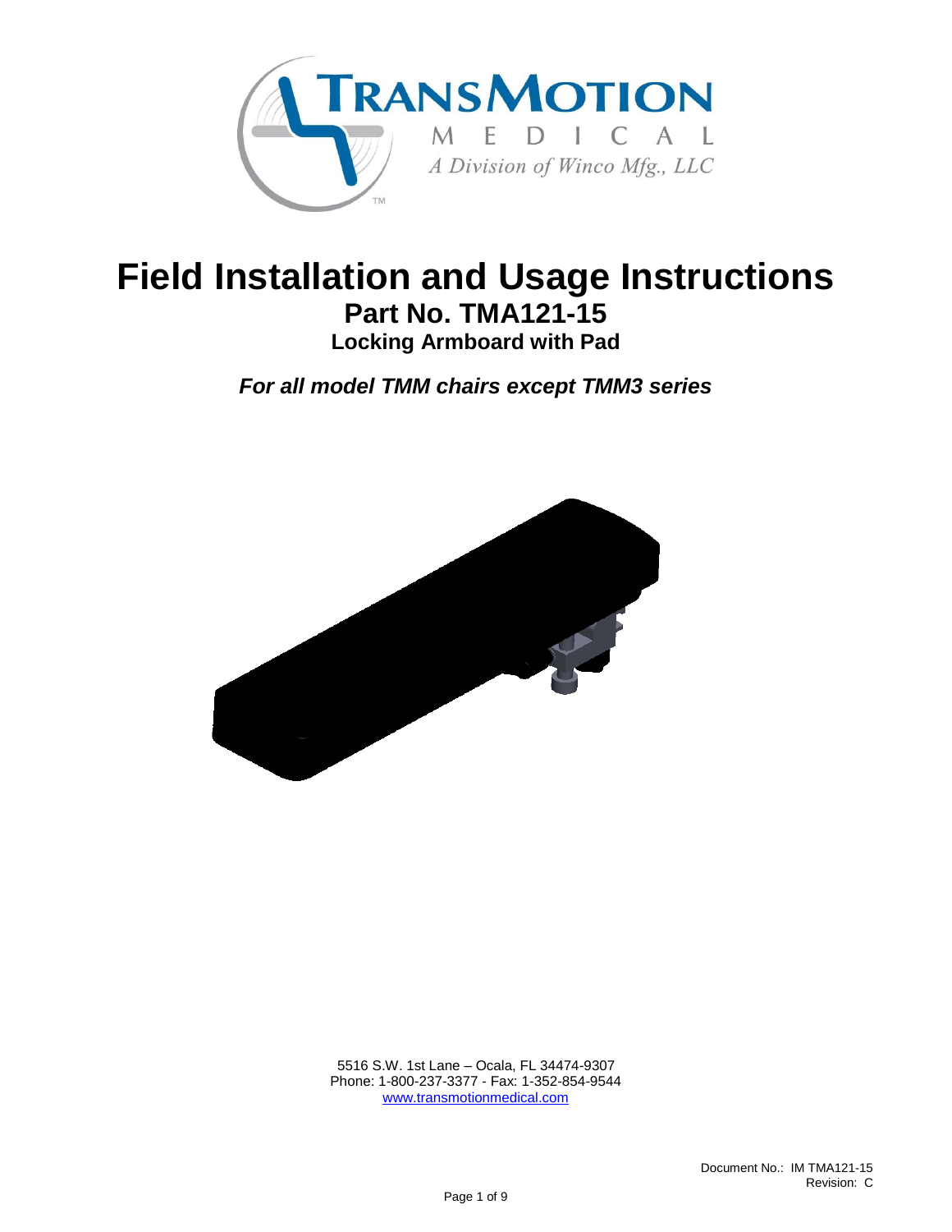TransMotion Medical
A Division of Winco Mfg., LLC

# Field Installation and Usage Instructions

## Part No. TMA121-15

### Locking Armboard with Pad

***For all model TMM chairs except TMM3 series***

5516 S.W. 1st Lane – Ocala, FL 34474-9307
Phone: 1-800-237-3377 - Fax: 1-352-854-9544
www.transmotionmedical.com

Document No.: IM TMA121-15
Revision: C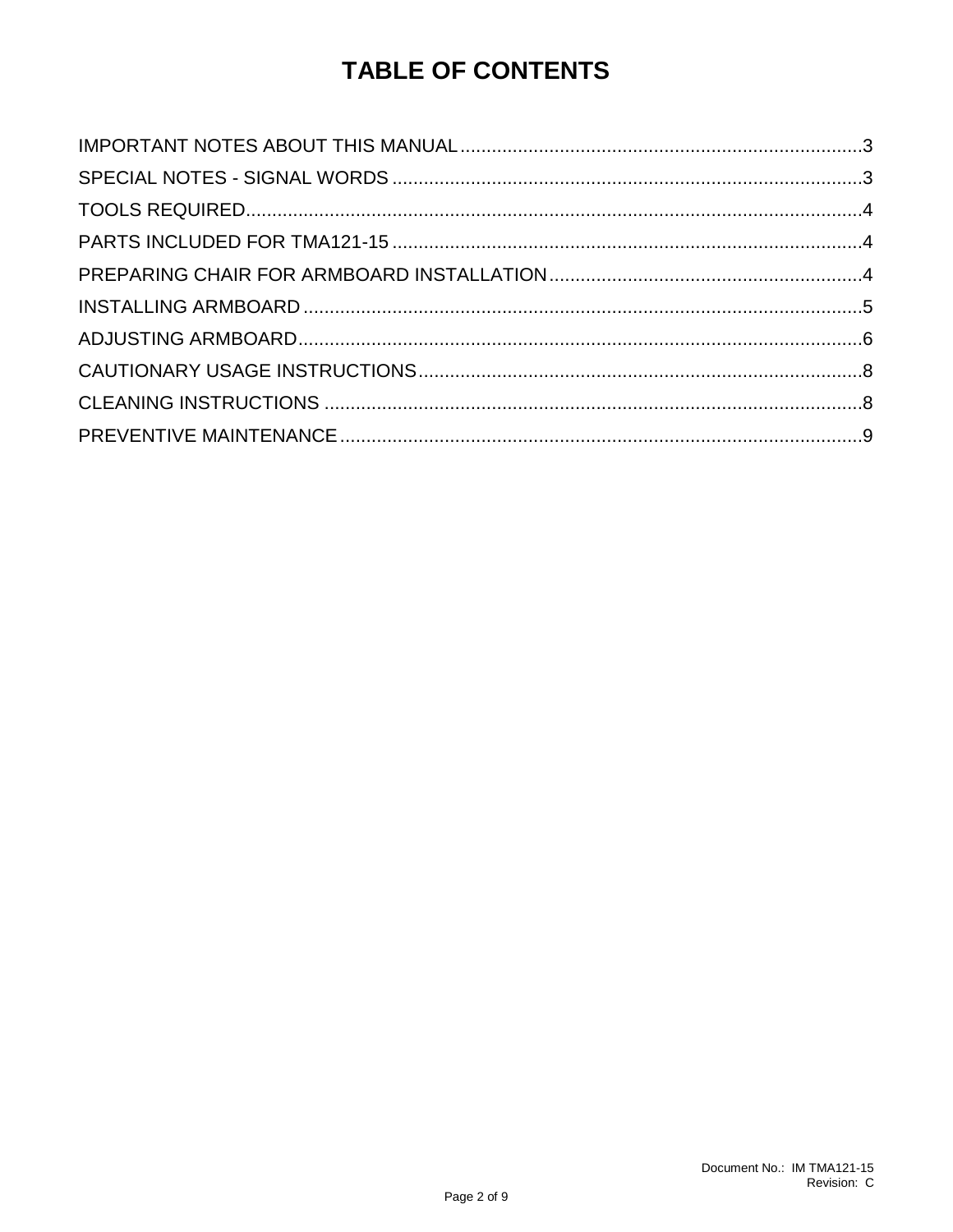# TABLE OF CONTENTS

IMPORTANT NOTES ABOUT THIS MANUAL............................................................................3
SPECIAL NOTES - SIGNAL WORDS ..........................................................................................3
TOOLS REQUIRED.......................................................................................................................4
PARTS INCLUDED FOR TMA121-15 ..........................................................................................4
PREPARING CHAIR FOR ARMBOARD INSTALLATION............................................................4
INSTALLING ARMBOARD ...........................................................................................................5
ADJUSTING ARMBOARD............................................................................................................6
CAUTIONARY USAGE INSTRUCTIONS.....................................................................................8
CLEANING INSTRUCTIONS .......................................................................................................8
PREVENTIVE MAINTENANCE ....................................................................................................9

Document No.: IM TMA121-15
Revision: C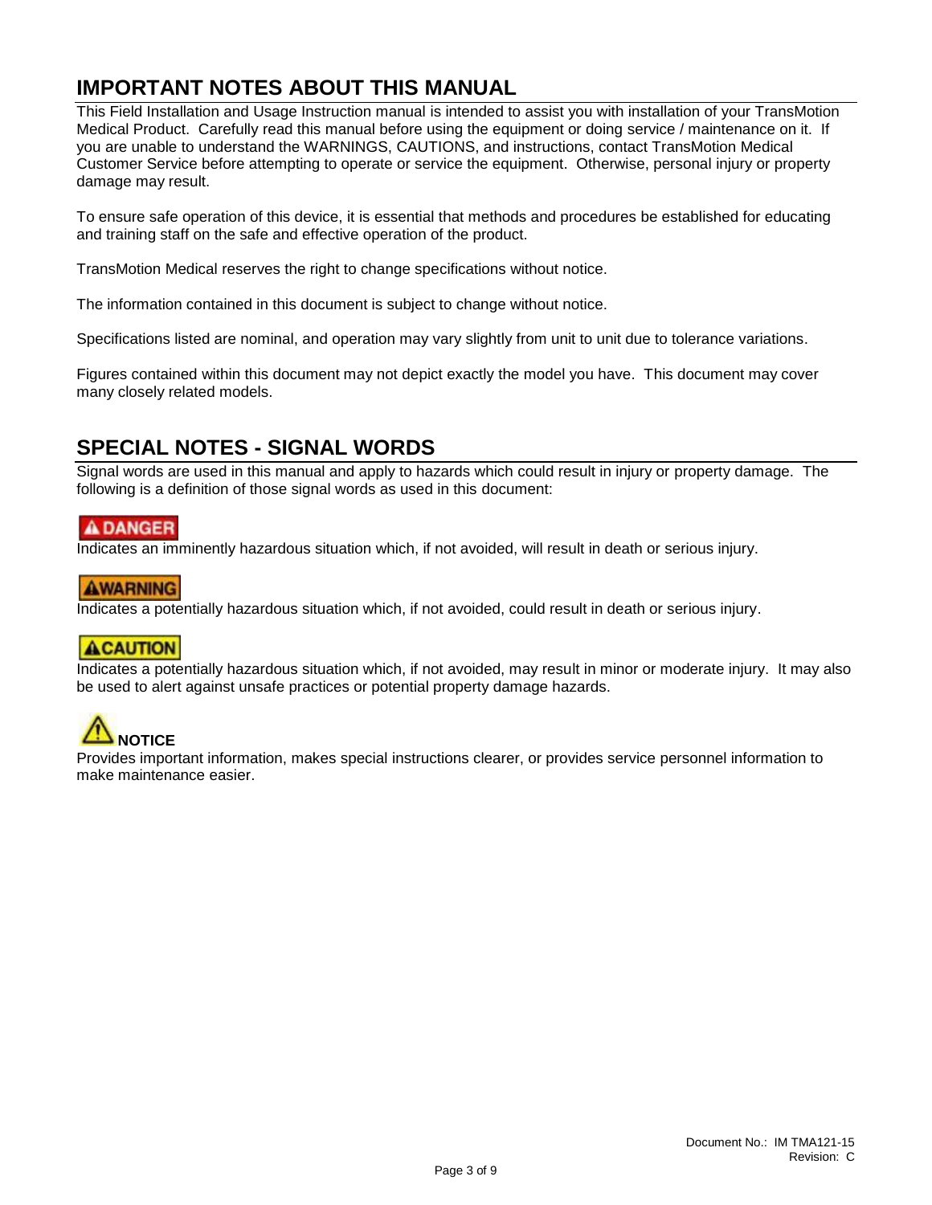## IMPORTANT NOTES ABOUT THIS MANUAL

This Field Installation and Usage Instruction manual is intended to assist you with installation of your TransMotion Medical Product. Carefully read this manual before using the equipment or doing service / maintenance on it. If you are unable to understand the WARNINGS, CAUTIONS, and instructions, contact TransMotion Medical Customer Service before attempting to operate or service the equipment. Otherwise, personal injury or property damage may result.

To ensure safe operation of this device, it is essential that methods and procedures be established for educating and training staff on the safe and effective operation of the product.

TransMotion Medical reserves the right to change specifications without notice.

The information contained in this document is subject to change without notice.

Specifications listed are nominal, and operation may vary slightly from unit to unit due to tolerance variations.

Figures contained within this document may not depict exactly the model you have. This document may cover many closely related models.

## SPECIAL NOTES - SIGNAL WORDS

Signal words are used in this manual and apply to hazards which could result in injury or property damage. The following is a definition of those signal words as used in this document:

**DANGER**

Indicates an imminently hazardous situation which, if not avoided, will result in death or serious injury.

**WARNING**

Indicates a potentially hazardous situation which, if not avoided, could result in death or serious injury.

**CAUTION**

Indicates a potentially hazardous situation which, if not avoided, may result in minor or moderate injury. It may also be used to alert against unsafe practices or potential property damage hazards.

**NOTICE**

Provides important information, makes special instructions clearer, or provides service personnel information to make maintenance easier.

Document No.: IM TMA121-15
Revision: C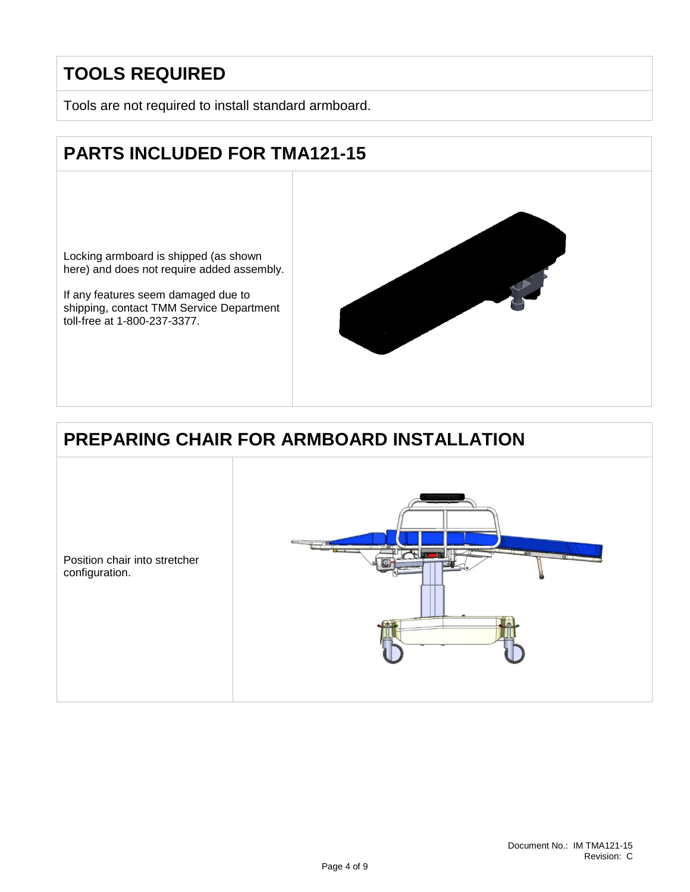## TOOLS REQUIRED

Tools are not required to install standard armboard.

## PARTS INCLUDED FOR TMA121-15

Locking armboard is shipped (as shown here) and does not require added assembly.

If any features seem damaged due to shipping, contact TMM Service Department toll-free at 1-800-237-3377.

## PREPARING CHAIR FOR ARMBOARD INSTALLATION

Position chair into stretcher configuration.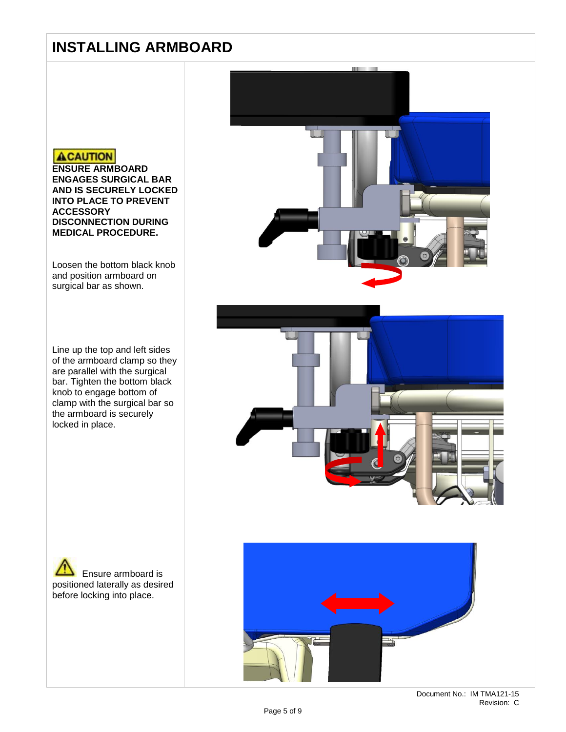# INSTALLING ARMBOARD

**⚠CAUTION**

**ENSURE ARMBOARD ENGAGES SURGICAL BAR AND IS SECURELY LOCKED INTO PLACE TO PREVENT ACCESSORY DISCONNECTION DURING MEDICAL PROCEDURE.**

Loosen the bottom black knob and position armboard on surgical bar as shown.

Line up the top and left sides of the armboard clamp so they are parallel with the surgical bar. Tighten the bottom black knob to engage bottom of clamp with the surgical bar so the armboard is securely locked in place.

⚠ Ensure armboard is positioned laterally as desired before locking into place.

Document No.: IM TMA121-15
Revision: C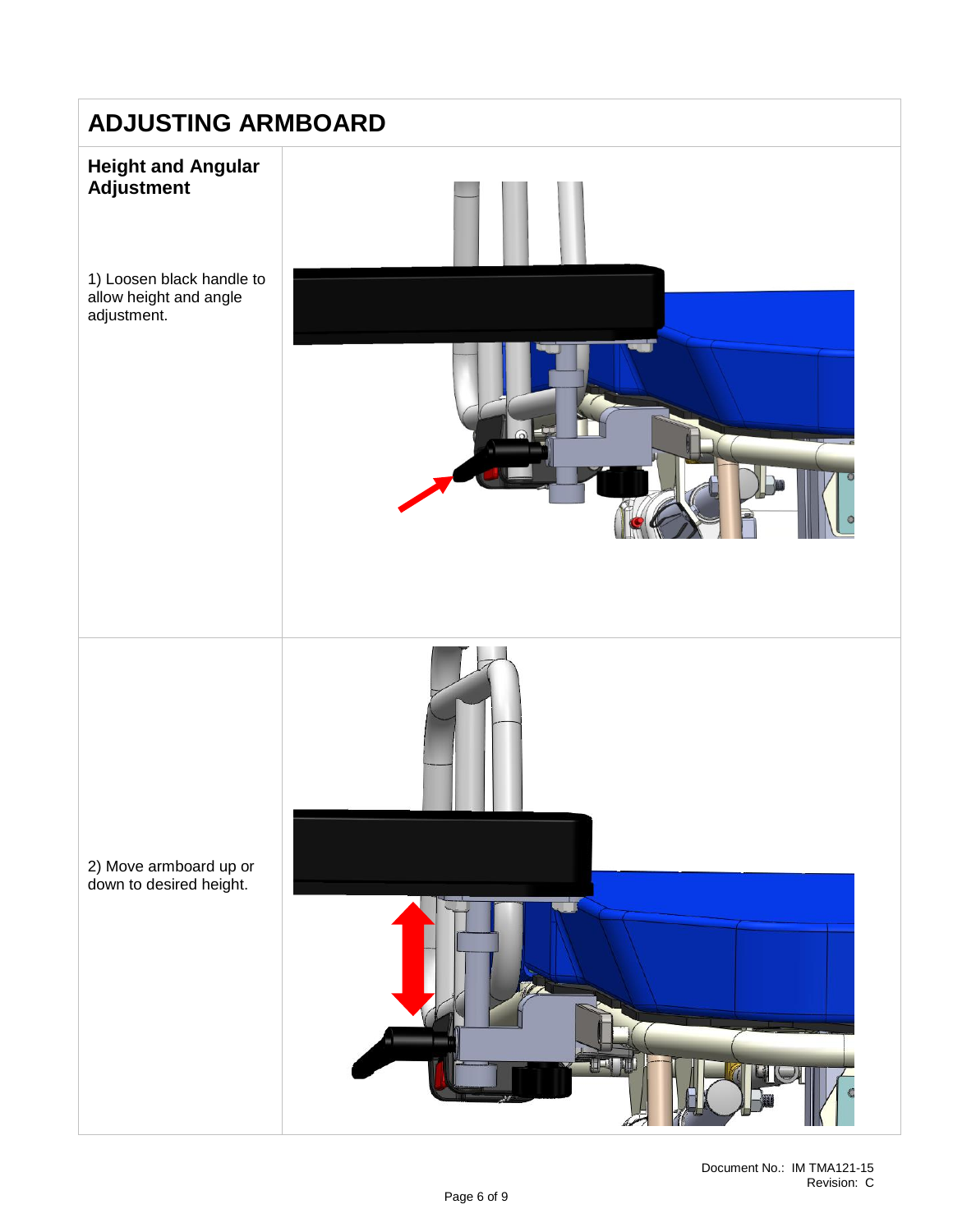# ADJUSTING ARMBOARD

## Height and Angular Adjustment

1) Loosen black handle to allow height and angle adjustment.

2) Move armboard up or down to desired height.

Document No.: IM TMA121-15
Revision: C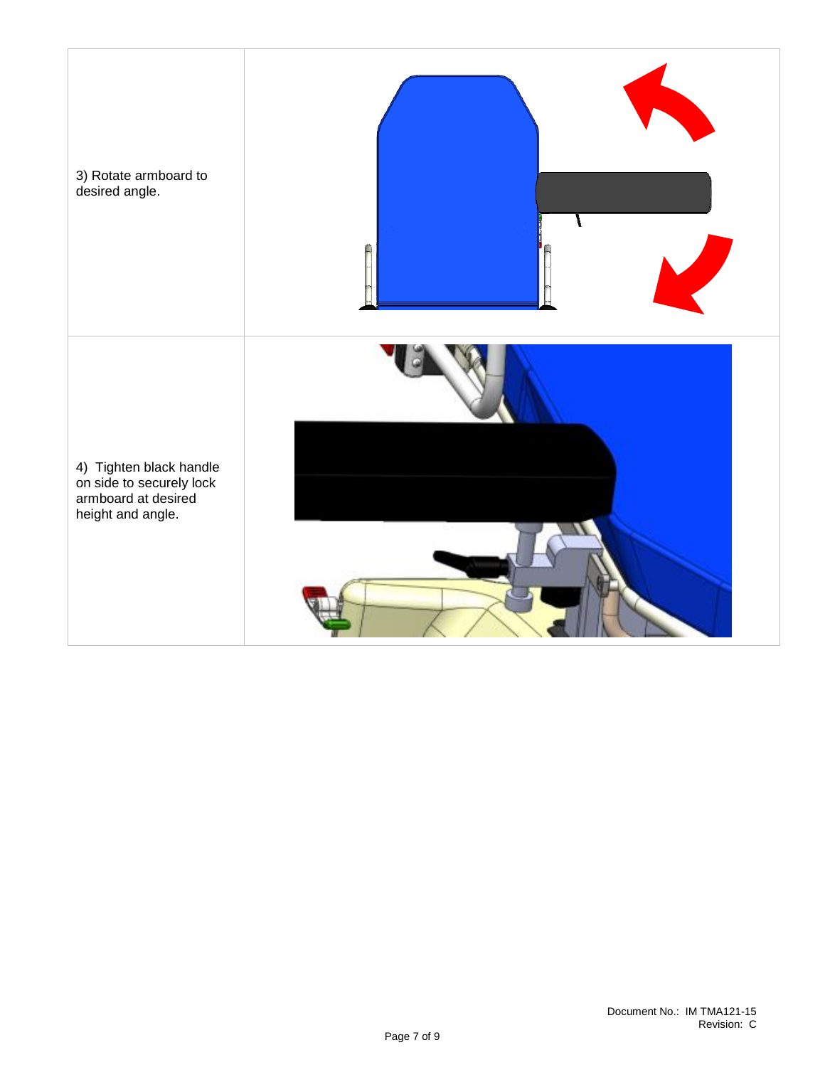| | |
|---|---|
| 3) Rotate armboard to desired angle. | |
| 4) Tighten black handle on side to securely lock armboard at desired height and angle. | |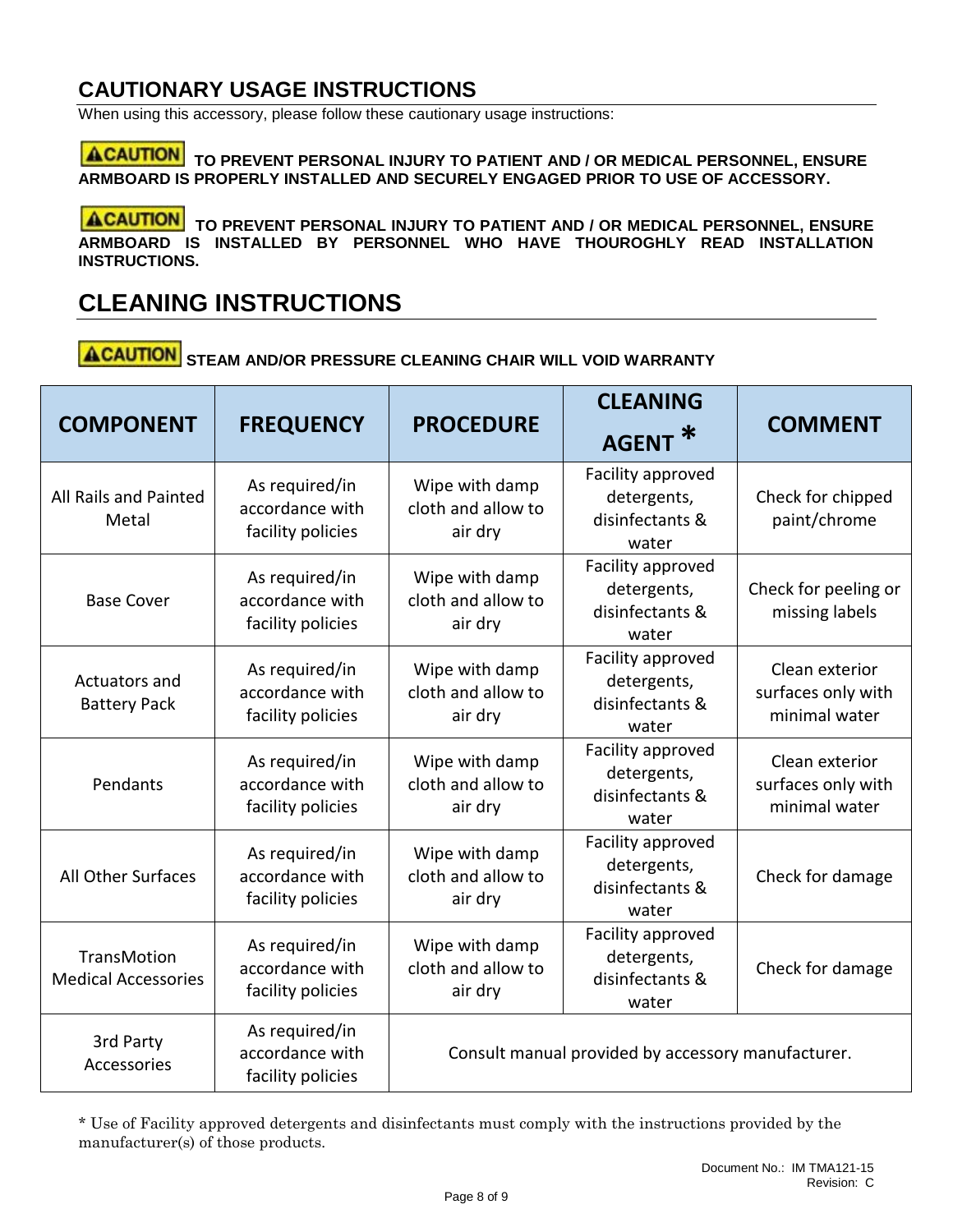## CAUTIONARY USAGE INSTRUCTIONS

When using this accessory, please follow these cautionary usage instructions:

**⚠CAUTION TO PREVENT PERSONAL INJURY TO PATIENT AND / OR MEDICAL PERSONNEL, ENSURE ARMBOARD IS PROPERLY INSTALLED AND SECURELY ENGAGED PRIOR TO USE OF ACCESSORY.**

**⚠CAUTION TO PREVENT PERSONAL INJURY TO PATIENT AND / OR MEDICAL PERSONNEL, ENSURE ARMBOARD IS INSTALLED BY PERSONNEL WHO HAVE THOUROGHLY READ INSTALLATION INSTRUCTIONS.**

## CLEANING INSTRUCTIONS

**⚠CAUTION STEAM AND/OR PRESSURE CLEANING CHAIR WILL VOID WARRANTY**

| COMPONENT | FREQUENCY | PROCEDURE | CLEANING AGENT * | COMMENT |
|---|---|---|---|---|
| All Rails and Painted Metal | As required/in accordance with facility policies | Wipe with damp cloth and allow to air dry | Facility approved detergents, disinfectants & water | Check for chipped paint/chrome |
| Base Cover | As required/in accordance with facility policies | Wipe with damp cloth and allow to air dry | Facility approved detergents, disinfectants & water | Check for peeling or missing labels |
| Actuators and Battery Pack | As required/in accordance with facility policies | Wipe with damp cloth and allow to air dry | Facility approved detergents, disinfectants & water | Clean exterior surfaces only with minimal water |
| Pendants | As required/in accordance with facility policies | Wipe with damp cloth and allow to air dry | Facility approved detergents, disinfectants & water | Clean exterior surfaces only with minimal water |
| All Other Surfaces | As required/in accordance with facility policies | Wipe with damp cloth and allow to air dry | Facility approved detergents, disinfectants & water | Check for damage |
| TransMotion Medical Accessories | As required/in accordance with facility policies | Wipe with damp cloth and allow to air dry | Facility approved detergents, disinfectants & water | Check for damage |
| 3rd Party Accessories | As required/in accordance with facility policies | Consult manual provided by accessory manufacturer. | | |

* Use of Facility approved detergents and disinfectants must comply with the instructions provided by the manufacturer(s) of those products.

Document No.: IM TMA121-15
Revision: C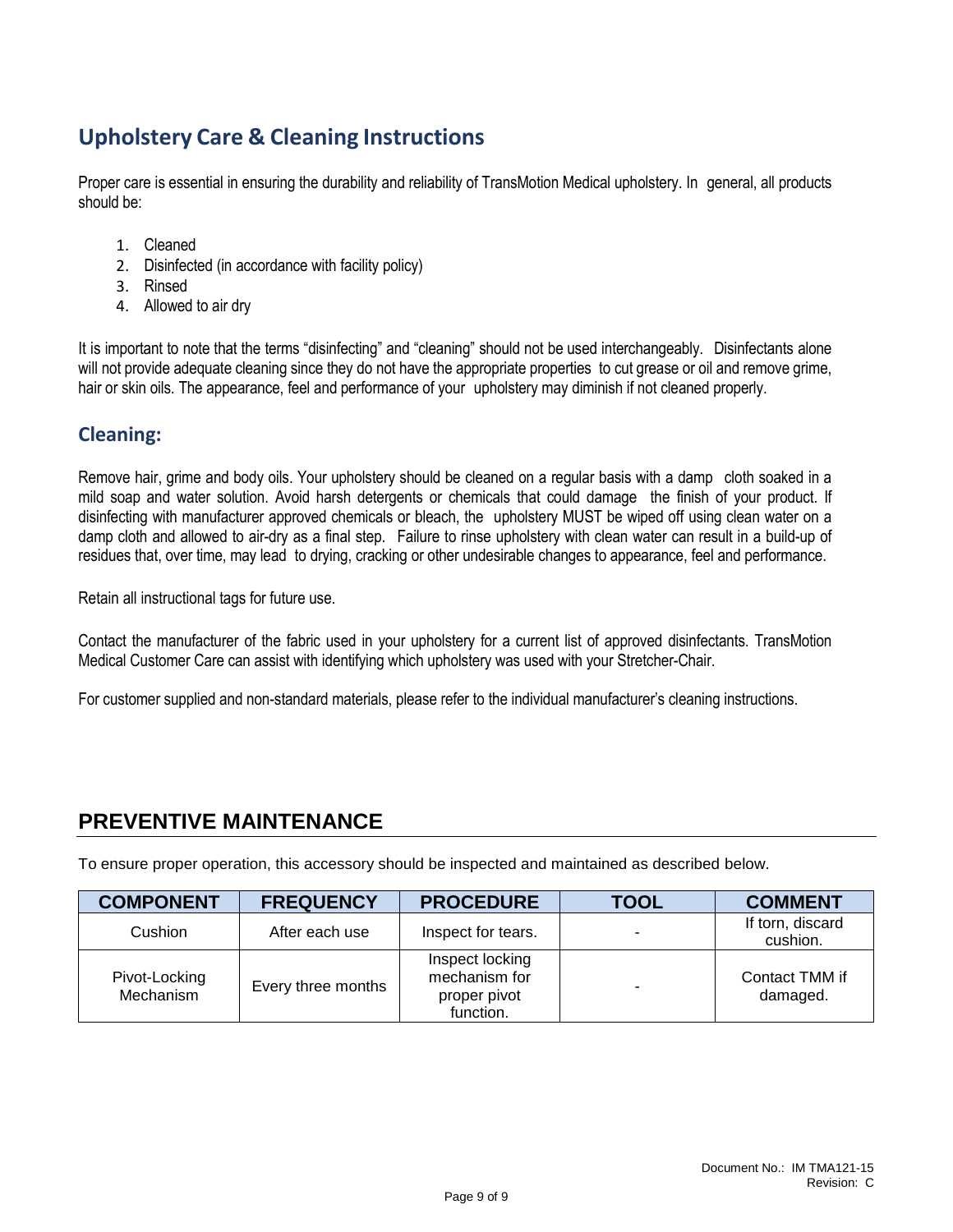## Upholstery Care & Cleaning Instructions

Proper care is essential in ensuring the durability and reliability of TransMotion Medical upholstery. In general, all products should be:

1. Cleaned
2. Disinfected (in accordance with facility policy)
3. Rinsed
4. Allowed to air dry

It is important to note that the terms “disinfecting” and “cleaning” should not be used interchangeably. Disinfectants alone will not provide adequate cleaning since they do not have the appropriate properties to cut grease or oil and remove grime, hair or skin oils. The appearance, feel and performance of your upholstery may diminish if not cleaned properly.

### Cleaning:

Remove hair, grime and body oils. Your upholstery should be cleaned on a regular basis with a damp cloth soaked in a mild soap and water solution. Avoid harsh detergents or chemicals that could damage the finish of your product. If disinfecting with manufacturer approved chemicals or bleach, the upholstery MUST be wiped off using clean water on a damp cloth and allowed to air-dry as a final step. Failure to rinse upholstery with clean water can result in a build-up of residues that, over time, may lead to drying, cracking or other undesirable changes to appearance, feel and performance.

Retain all instructional tags for future use.

Contact the manufacturer of the fabric used in your upholstery for a current list of approved disinfectants. TransMotion Medical Customer Care can assist with identifying which upholstery was used with your Stretcher-Chair.

For customer supplied and non-standard materials, please refer to the individual manufacturer’s cleaning instructions.

## PREVENTIVE MAINTENANCE

To ensure proper operation, this accessory should be inspected and maintained as described below.

| COMPONENT | FREQUENCY | PROCEDURE | TOOL | COMMENT |
|---|---|---|---|---|
| Cushion | After each use | Inspect for tears. | - | If torn, discard cushion. |
| Pivot-Locking Mechanism | Every three months | Inspect locking mechanism for proper pivot function. | - | Contact TMM if damaged. |

Document No.: IM TMA121-15
Revision: C